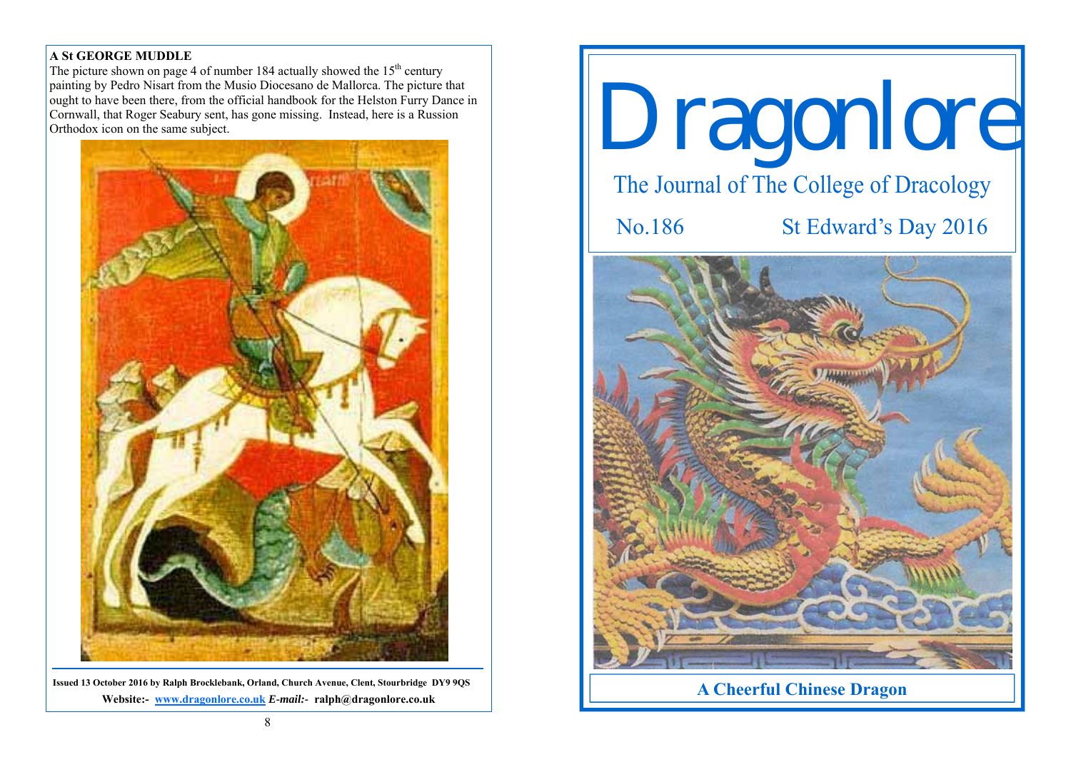## A St GEORGE MUDDLE

The picture shown on page 4 of number 184 actually showed the 15th century painting by Pedro Nisart from the Musio Diocesano de Mallorca. The picture that ought to have been there, from the official handbook for the Helston Furry Dance in Cornwall, that Roger Seabury sent, has gone missing. Instead, here is a Russion Orthodox icon on the same subject.

**Issued 13 October 2016 by Ralph Brocklebank, Orland, Church Avenue, Clent, Stourbridge DY9 9QS**

**Website:- [www.dragonlore.co.uk](http://www.dragonlore.co.uk)** ***E-mail:-*** **ralph@dragonlore.co.uk**

# Dragonlore

The Journal of The College of Dracology

No.186 St Edward's Day 2016

**A Cheerful Chinese Dragon**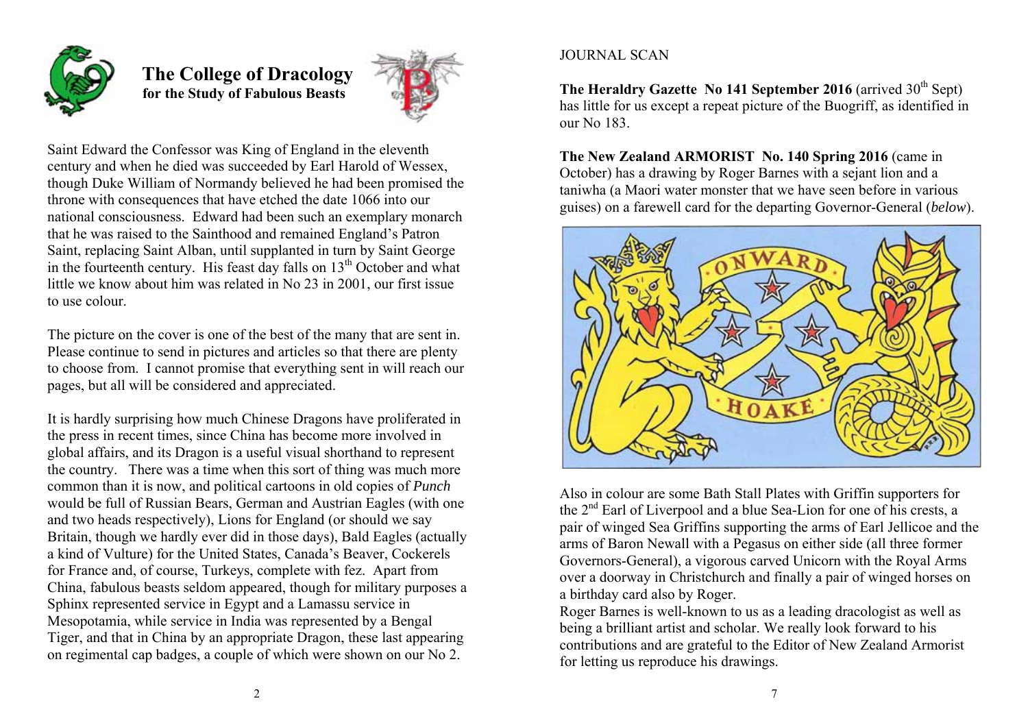# The College of Dracology

**for the Study of Fabulous Beasts**

Saint Edward the Confessor was King of England in the eleventh century and when he died was succeeded by Earl Harold of Wessex, though Duke William of Normandy believed he had been promised the throne with consequences that have etched the date 1066 into our national consciousness. Edward had been such an exemplary monarch that he was raised to the Sainthood and remained England's Patron Saint, replacing Saint Alban, until supplanted in turn by Saint George in the fourteenth century. His feast day falls on 13th October and what little we know about him was related in No 23 in 2001, our first issue to use colour.

The picture on the cover is one of the best of the many that are sent in. Please continue to send in pictures and articles so that there are plenty to choose from. I cannot promise that everything sent in will reach our pages, but all will be considered and appreciated.

It is hardly surprising how much Chinese Dragons have proliferated in the press in recent times, since China has become more involved in global affairs, and its Dragon is a useful visual shorthand to represent the country. There was a time when this sort of thing was much more common than it is now, and political cartoons in old copies of *Punch* would be full of Russian Bears, German and Austrian Eagles (with one and two heads respectively), Lions for England (or should we say Britain, though we hardly ever did in those days), Bald Eagles (actually a kind of Vulture) for the United States, Canada's Beaver, Cockerels for France and, of course, Turkeys, complete with fez. Apart from China, fabulous beasts seldom appeared, though for military purposes a Sphinx represented service in Egypt and a Lamassu service in Mesopotamia, while service in India was represented by a Bengal Tiger, and that in China by an appropriate Dragon, these last appearing on regimental cap badges, a couple of which were shown on our No 2.

JOURNAL SCAN

**The Heraldry Gazette No 141 September 2016** (arrived 30th Sept) has little for us except a repeat picture of the Buogriff, as identified in our No 183.

**The New Zealand ARMORIST No. 140 Spring 2016** (came in October) has a drawing by Roger Barnes with a sejant lion and a taniwha (a Maori water monster that we have seen before in various guises) on a farewell card for the departing Governor-General (*below*).

Also in colour are some Bath Stall Plates with Griffin supporters for the 2nd Earl of Liverpool and a blue Sea-Lion for one of his crests, a pair of winged Sea Griffins supporting the arms of Earl Jellicoe and the arms of Baron Newall with a Pegasus on either side (all three former Governors-General), a vigorous carved Unicorn with the Royal Arms over a doorway in Christchurch and finally a pair of winged horses on a birthday card also by Roger.

Roger Barnes is well-known to us as a leading dracologist as well as being a brilliant artist and scholar. We really look forward to his contributions and are grateful to the Editor of New Zealand Armorist for letting us reproduce his drawings.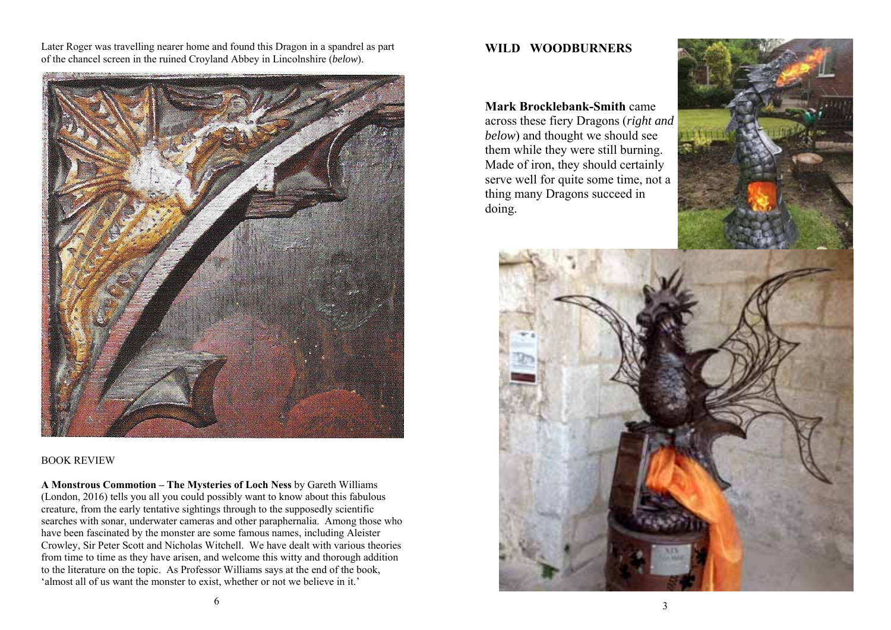Later Roger was travelling nearer home and found this Dragon in a spandrel as part of the chancel screen in the ruined Croyland Abbey in Lincolnshire (*below*).

BOOK REVIEW

**A Monstrous Commotion – The Mysteries of Loch Ness** by Gareth Williams (London, 2016) tells you all you could possibly want to know about this fabulous creature, from the early tentative sightings through to the supposedly scientific searches with sonar, underwater cameras and other paraphernalia. Among those who have been fascinated by the monster are some famous names, including Aleister Crowley, Sir Peter Scott and Nicholas Witchell. We have dealt with various theories from time to time as they have arisen, and welcome this witty and thorough addition to the literature on the topic. As Professor Williams says at the end of the book, 'almost all of us want the monster to exist, whether or not we believe in it.'

## WILD WOODBURNERS

**Mark Brocklebank-Smith** came across these fiery Dragons (*right and below*) and thought we should see them while they were still burning. Made of iron, they should certainly serve well for quite some time, not a thing many Dragons succeed in doing.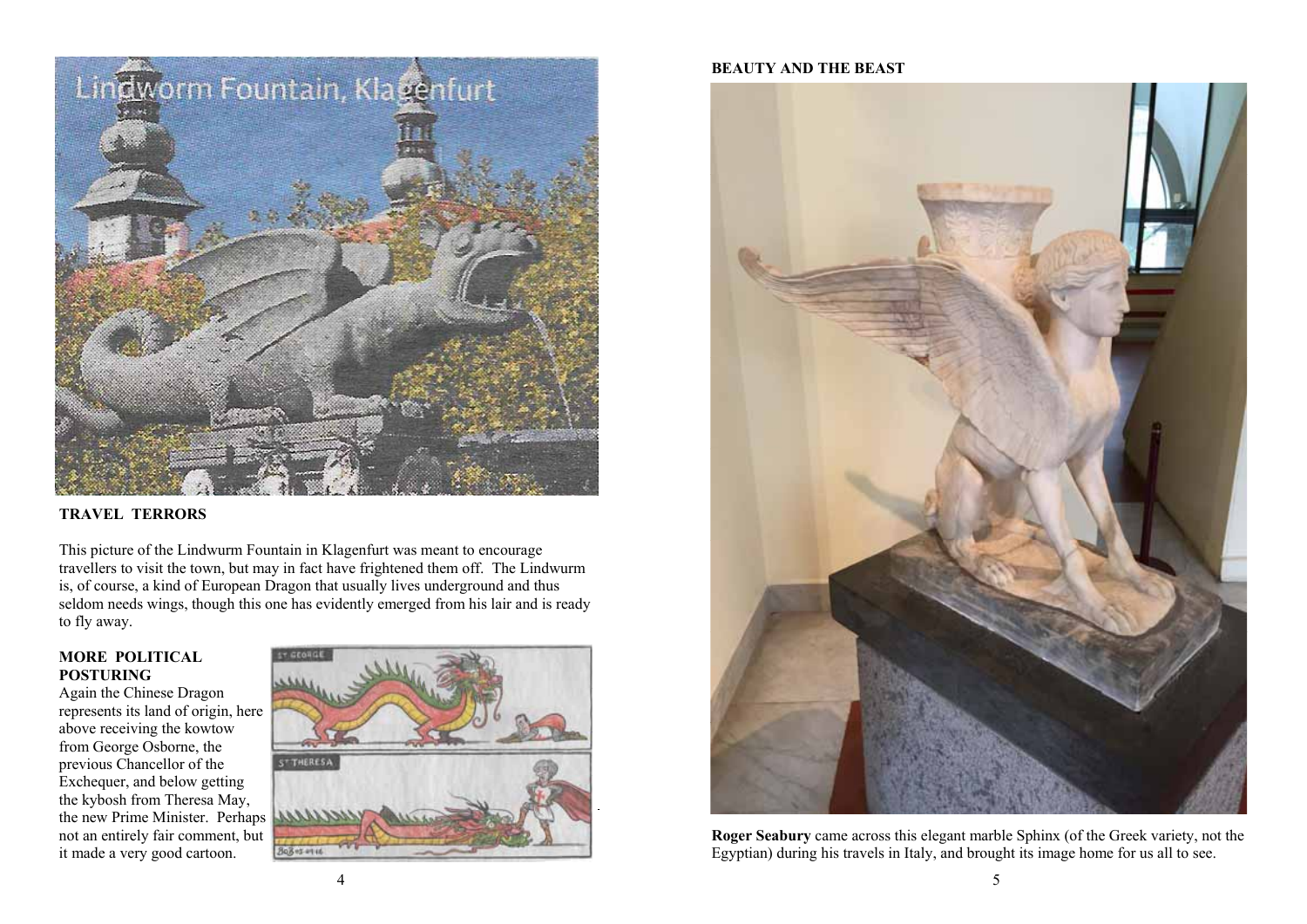## TRAVEL TERRORS

This picture of the Lindwurm Fountain in Klagenfurt was meant to encourage travellers to visit the town, but may in fact have frightened them off. The Lindwurm is, of course, a kind of European Dragon that usually lives underground and thus seldom needs wings, though this one has evidently emerged from his lair and is ready to fly away.

## MORE POLITICAL POSTURING

Again the Chinese Dragon represents its land of origin, here above receiving the kowtow from George Osborne, the previous Chancellor of the Exchequer, and below getting the kybosh from Theresa May, the new Prime Minister. Perhaps not an entirely fair comment, but it made a very good cartoon.

## BEAUTY AND THE BEAST

**Roger Seabury** came across this elegant marble Sphinx (of the Greek variety, not the Egyptian) during his travels in Italy, and brought its image home for us all to see.